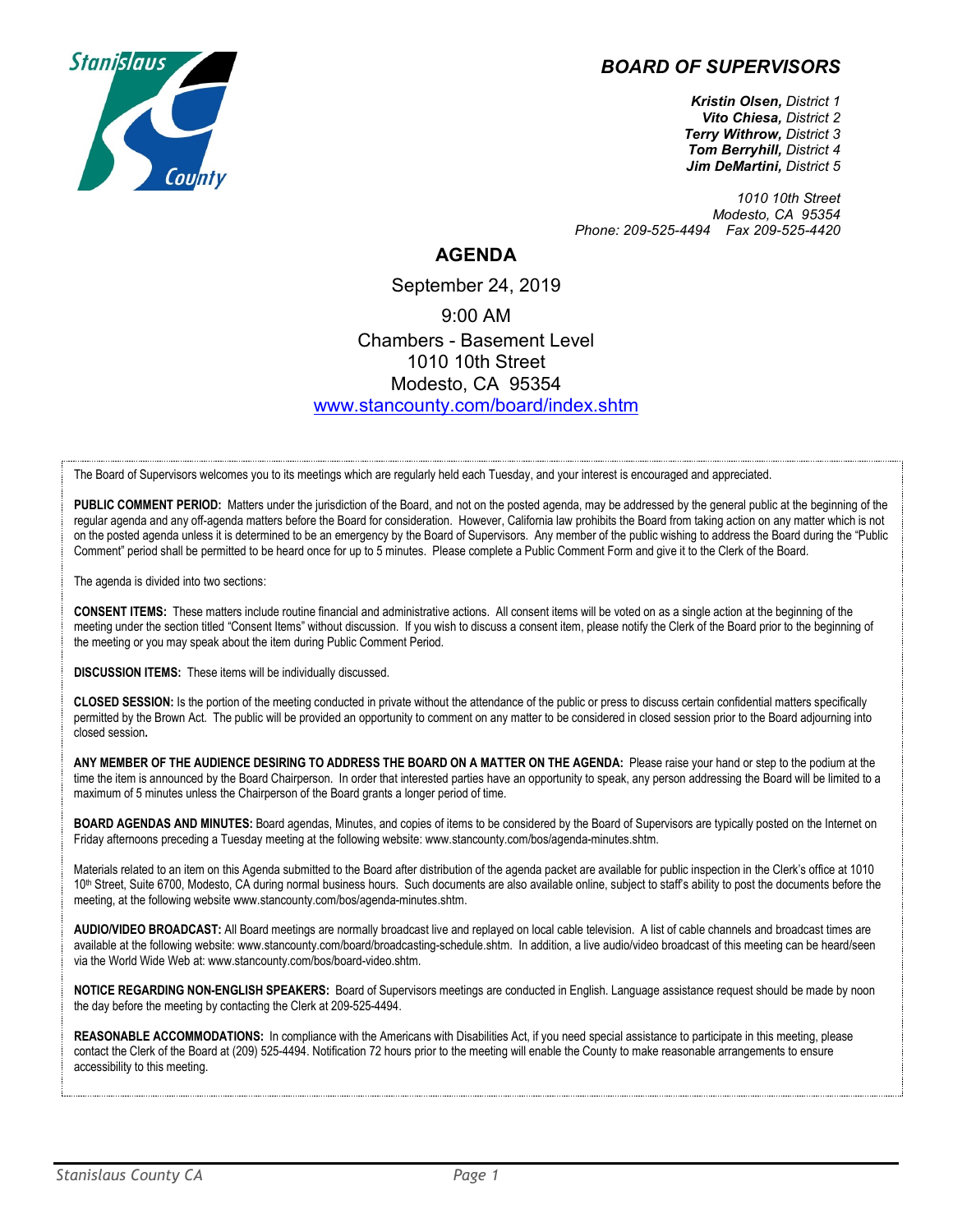# BOARD OF SUPERVISORS

***Kristin Olsen,*** *District 1*
***Vito Chiesa,*** *District 2*
***Terry Withrow,*** *District 3*
***Tom Berryhill,*** *District 4*
***Jim DeMartini,*** *District 5*

*1010 10th Street*
*Modesto, CA 95354*
*Phone: 209-525-4494 Fax 209-525-4420*

## AGENDA

September 24, 2019

9:00 AM

Chambers - Basement Level
1010 10th Street
Modesto, CA 95354
[www.stancounty.com/board/index.shtm](www.stancounty.com/board/index.shtm)

The Board of Supervisors welcomes you to its meetings which are regularly held each Tuesday, and your interest is encouraged and appreciated.

**PUBLIC COMMENT PERIOD:** Matters under the jurisdiction of the Board, and not on the posted agenda, may be addressed by the general public at the beginning of the regular agenda and any off-agenda matters before the Board for consideration. However, California law prohibits the Board from taking action on any matter which is not on the posted agenda unless it is determined to be an emergency by the Board of Supervisors. Any member of the public wishing to address the Board during the "Public Comment" period shall be permitted to be heard once for up to 5 minutes. Please complete a Public Comment Form and give it to the Clerk of the Board.

The agenda is divided into two sections:

**CONSENT ITEMS:** These matters include routine financial and administrative actions. All consent items will be voted on as a single action at the beginning of the meeting under the section titled "Consent Items" without discussion. If you wish to discuss a consent item, please notify the Clerk of the Board prior to the beginning of the meeting or you may speak about the item during Public Comment Period.

**DISCUSSION ITEMS:** These items will be individually discussed.

**CLOSED SESSION:** Is the portion of the meeting conducted in private without the attendance of the public or press to discuss certain confidential matters specifically permitted by the Brown Act. The public will be provided an opportunity to comment on any matter to be considered in closed session prior to the Board adjourning into closed session**.**

**ANY MEMBER OF THE AUDIENCE DESIRING TO ADDRESS THE BOARD ON A MATTER ON THE AGENDA:** Please raise your hand or step to the podium at the time the item is announced by the Board Chairperson. In order that interested parties have an opportunity to speak, any person addressing the Board will be limited to a maximum of 5 minutes unless the Chairperson of the Board grants a longer period of time.

**BOARD AGENDAS AND MINUTES:** Board agendas, Minutes, and copies of items to be considered by the Board of Supervisors are typically posted on the Internet on Friday afternoons preceding a Tuesday meeting at the following website: www.stancounty.com/bos/agenda-minutes.shtm.

Materials related to an item on this Agenda submitted to the Board after distribution of the agenda packet are available for public inspection in the Clerk's office at 1010 10th Street, Suite 6700, Modesto, CA during normal business hours. Such documents are also available online, subject to staff's ability to post the documents before the meeting, at the following website www.stancounty.com/bos/agenda-minutes.shtm.

**AUDIO/VIDEO BROADCAST:** All Board meetings are normally broadcast live and replayed on local cable television. A list of cable channels and broadcast times are available at the following website: www.stancounty.com/board/broadcasting-schedule.shtm. In addition, a live audio/video broadcast of this meeting can be heard/seen via the World Wide Web at: www.stancounty.com/bos/board-video.shtm.

**NOTICE REGARDING NON-ENGLISH SPEAKERS:** Board of Supervisors meetings are conducted in English. Language assistance request should be made by noon the day before the meeting by contacting the Clerk at 209-525-4494.

**REASONABLE ACCOMMODATIONS:** In compliance with the Americans with Disabilities Act, if you need special assistance to participate in this meeting, please contact the Clerk of the Board at (209) 525-4494. Notification 72 hours prior to the meeting will enable the County to make reasonable arrangements to ensure accessibility to this meeting.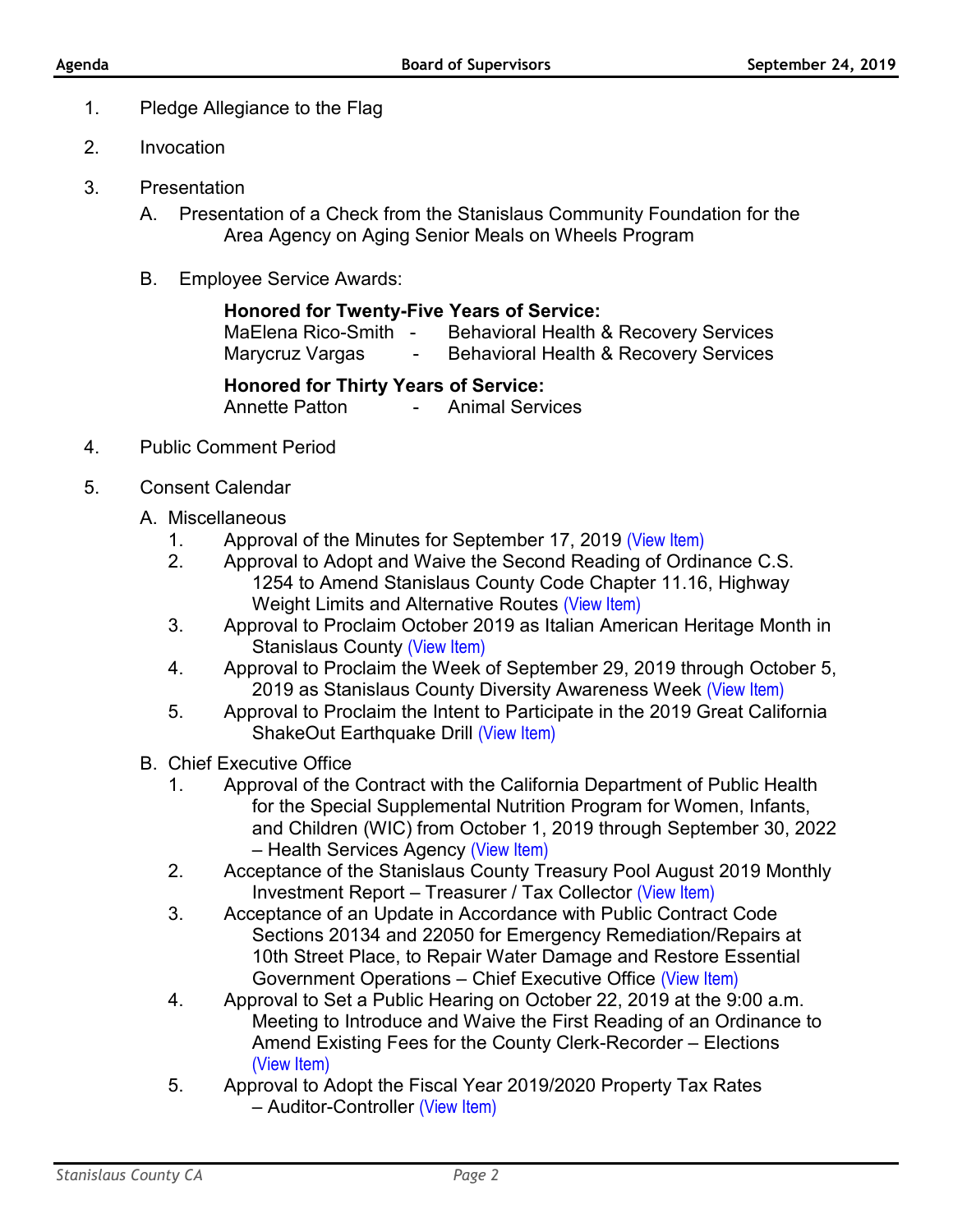1. Pledge Allegiance to the Flag

2. Invocation

3. Presentation

   A. Presentation of a Check from the Stanislaus Community Foundation for the Area Agency on Aging Senior Meals on Wheels Program

   B. Employee Service Awards:

      **Honored for Twenty-Five Years of Service:**
      MaElena Rico-Smith - Behavioral Health & Recovery Services
      Marycruz Vargas - Behavioral Health & Recovery Services

      **Honored for Thirty Years of Service:**
      Annette Patton - Animal Services

4. Public Comment Period

5. Consent Calendar

   A. Miscellaneous

      1. Approval of the Minutes for September 17, 2019 (View Item)
      2. Approval to Adopt and Waive the Second Reading of Ordinance C.S. 1254 to Amend Stanislaus County Code Chapter 11.16, Highway Weight Limits and Alternative Routes (View Item)
      3. Approval to Proclaim October 2019 as Italian American Heritage Month in Stanislaus County (View Item)
      4. Approval to Proclaim the Week of September 29, 2019 through October 5, 2019 as Stanislaus County Diversity Awareness Week (View Item)
      5. Approval to Proclaim the Intent to Participate in the 2019 Great California ShakeOut Earthquake Drill (View Item)

   B. Chief Executive Office

      1. Approval of the Contract with the California Department of Public Health for the Special Supplemental Nutrition Program for Women, Infants, and Children (WIC) from October 1, 2019 through September 30, 2022 – Health Services Agency (View Item)
      2. Acceptance of the Stanislaus County Treasury Pool August 2019 Monthly Investment Report – Treasurer / Tax Collector (View Item)
      3. Acceptance of an Update in Accordance with Public Contract Code Sections 20134 and 22050 for Emergency Remediation/Repairs at 10th Street Place, to Repair Water Damage and Restore Essential Government Operations – Chief Executive Office (View Item)
      4. Approval to Set a Public Hearing on October 22, 2019 at the 9:00 a.m. Meeting to Introduce and Waive the First Reading of an Ordinance to Amend Existing Fees for the County Clerk-Recorder – Elections (View Item)
      5. Approval to Adopt the Fiscal Year 2019/2020 Property Tax Rates – Auditor-Controller (View Item)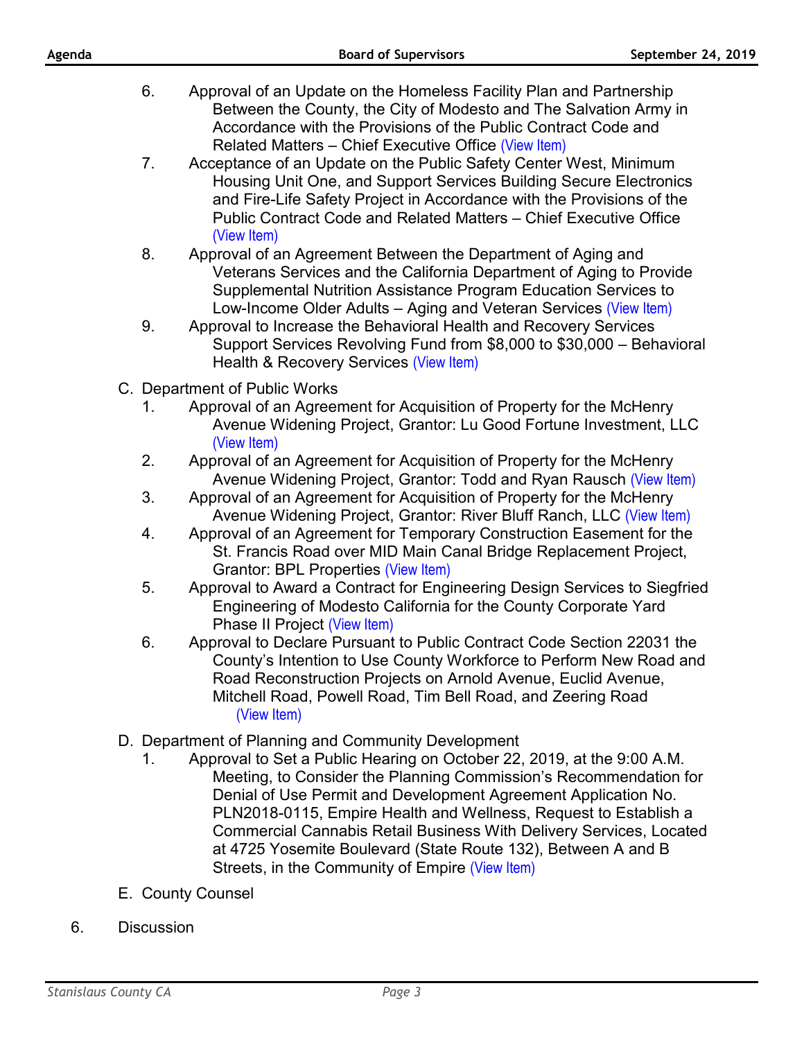6. Approval of an Update on the Homeless Facility Plan and Partnership Between the County, the City of Modesto and The Salvation Army in Accordance with the Provisions of the Public Contract Code and Related Matters – Chief Executive Office (View Item)
7. Acceptance of an Update on the Public Safety Center West, Minimum Housing Unit One, and Support Services Building Secure Electronics and Fire-Life Safety Project in Accordance with the Provisions of the Public Contract Code and Related Matters – Chief Executive Office (View Item)
8. Approval of an Agreement Between the Department of Aging and Veterans Services and the California Department of Aging to Provide Supplemental Nutrition Assistance Program Education Services to Low-Income Older Adults – Aging and Veteran Services (View Item)
9. Approval to Increase the Behavioral Health and Recovery Services Support Services Revolving Fund from $8,000 to $30,000 – Behavioral Health & Recovery Services (View Item)

C. Department of Public Works
1. Approval of an Agreement for Acquisition of Property for the McHenry Avenue Widening Project, Grantor: Lu Good Fortune Investment, LLC (View Item)
2. Approval of an Agreement for Acquisition of Property for the McHenry Avenue Widening Project, Grantor: Todd and Ryan Rausch (View Item)
3. Approval of an Agreement for Acquisition of Property for the McHenry Avenue Widening Project, Grantor: River Bluff Ranch, LLC (View Item)
4. Approval of an Agreement for Temporary Construction Easement for the St. Francis Road over MID Main Canal Bridge Replacement Project, Grantor: BPL Properties (View Item)
5. Approval to Award a Contract for Engineering Design Services to Siegfried Engineering of Modesto California for the County Corporate Yard Phase II Project (View Item)
6. Approval to Declare Pursuant to Public Contract Code Section 22031 the County's Intention to Use County Workforce to Perform New Road and Road Reconstruction Projects on Arnold Avenue, Euclid Avenue, Mitchell Road, Powell Road, Tim Bell Road, and Zeering Road (View Item)

D. Department of Planning and Community Development
1. Approval to Set a Public Hearing on October 22, 2019, at the 9:00 A.M. Meeting, to Consider the Planning Commission's Recommendation for Denial of Use Permit and Development Agreement Application No. PLN2018-0115, Empire Health and Wellness, Request to Establish a Commercial Cannabis Retail Business With Delivery Services, Located at 4725 Yosemite Boulevard (State Route 132), Between A and B Streets, in the Community of Empire (View Item)

E. County Counsel

6. Discussion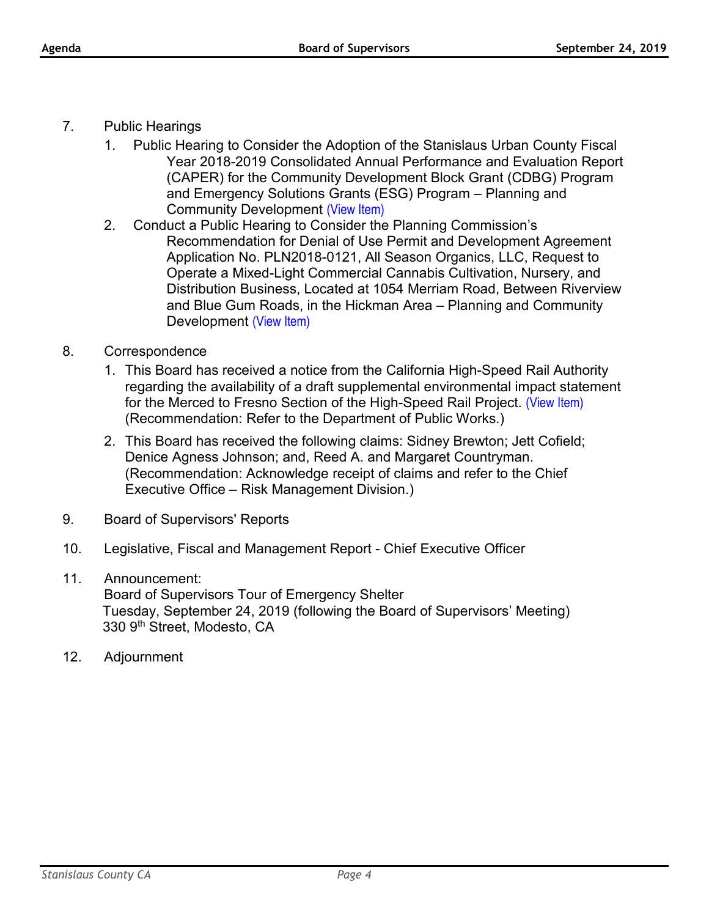7. Public Hearings
   1. Public Hearing to Consider the Adoption of the Stanislaus Urban County Fiscal Year 2018-2019 Consolidated Annual Performance and Evaluation Report (CAPER) for the Community Development Block Grant (CDBG) Program and Emergency Solutions Grants (ESG) Program – Planning and Community Development (View Item)
   2. Conduct a Public Hearing to Consider the Planning Commission's Recommendation for Denial of Use Permit and Development Agreement Application No. PLN2018-0121, All Season Organics, LLC, Request to Operate a Mixed-Light Commercial Cannabis Cultivation, Nursery, and Distribution Business, Located at 1054 Merriam Road, Between Riverview and Blue Gum Roads, in the Hickman Area – Planning and Community Development (View Item)

8. Correspondence
   1. This Board has received a notice from the California High-Speed Rail Authority regarding the availability of a draft supplemental environmental impact statement for the Merced to Fresno Section of the High-Speed Rail Project. (View Item) (Recommendation: Refer to the Department of Public Works.)
   2. This Board has received the following claims: Sidney Brewton; Jett Cofield; Denice Agness Johnson; and, Reed A. and Margaret Countryman. (Recommendation: Acknowledge receipt of claims and refer to the Chief Executive Office – Risk Management Division.)

9. Board of Supervisors' Reports

10. Legislative, Fiscal and Management Report - Chief Executive Officer

11. Announcement:
    Board of Supervisors Tour of Emergency Shelter
    Tuesday, September 24, 2019 (following the Board of Supervisors' Meeting)
    330 9th Street, Modesto, CA

12. Adjournment